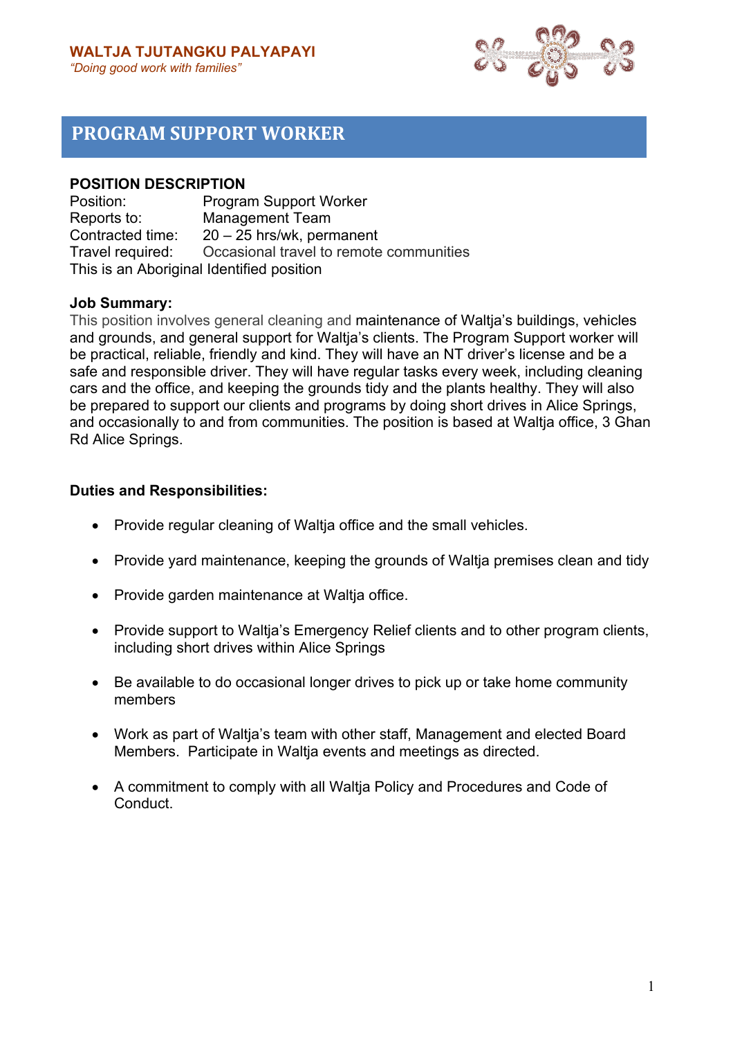**WALTJA TJUTANGKU PALYAPAYI**
*"Doing good work with families"*

# PROGRAM SUPPORT WORKER

**POSITION DESCRIPTION**

Position: Program Support Worker
Reports to: Management Team
Contracted time: 20 – 25 hrs/wk, permanent
Travel required: Occasional travel to remote communities
This is an Aboriginal Identified position

**Job Summary:**

This position involves general cleaning and maintenance of Waltja's buildings, vehicles and grounds, and general support for Waltja's clients. The Program Support worker will be practical, reliable, friendly and kind. They will have an NT driver's license and be a safe and responsible driver. They will have regular tasks every week, including cleaning cars and the office, and keeping the grounds tidy and the plants healthy. They will also be prepared to support our clients and programs by doing short drives in Alice Springs, and occasionally to and from communities. The position is based at Waltja office, 3 Ghan Rd Alice Springs.

**Duties and Responsibilities:**

- Provide regular cleaning of Waltja office and the small vehicles.
- Provide yard maintenance, keeping the grounds of Waltja premises clean and tidy
- Provide garden maintenance at Waltja office.
- Provide support to Waltja's Emergency Relief clients and to other program clients, including short drives within Alice Springs
- Be available to do occasional longer drives to pick up or take home community members
- Work as part of Waltja's team with other staff, Management and elected Board Members. Participate in Waltja events and meetings as directed.
- A commitment to comply with all Waltja Policy and Procedures and Code of Conduct.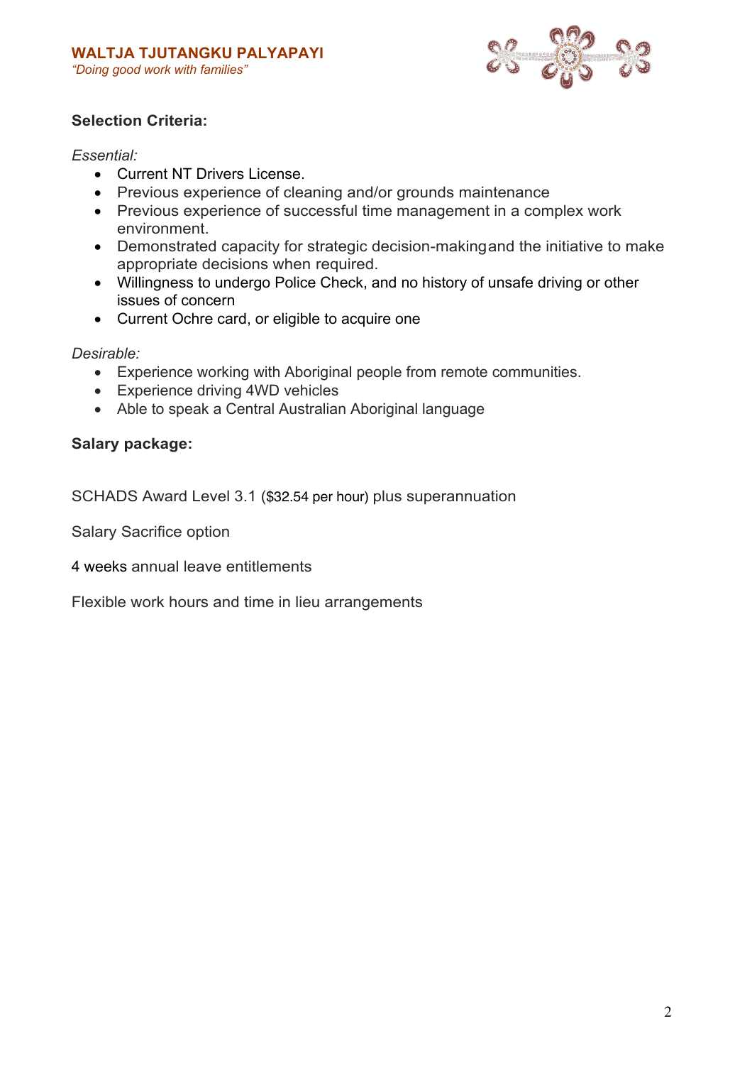**Selection Criteria:**

*Essential:*

- Current NT Drivers License.
- Previous experience of cleaning and/or grounds maintenance
- Previous experience of successful time management in a complex work environment.
- Demonstrated capacity for strategic decision-makingand the initiative to make appropriate decisions when required.
- Willingness to undergo Police Check, and no history of unsafe driving or other issues of concern
- Current Ochre card, or eligible to acquire one

*Desirable:*

- Experience working with Aboriginal people from remote communities.
- Experience driving 4WD vehicles
- Able to speak a Central Australian Aboriginal language

**Salary package:**

SCHADS Award Level 3.1 ($32.54 per hour) plus superannuation

Salary Sacrifice option

4 weeks annual leave entitlements

Flexible work hours and time in lieu arrangements